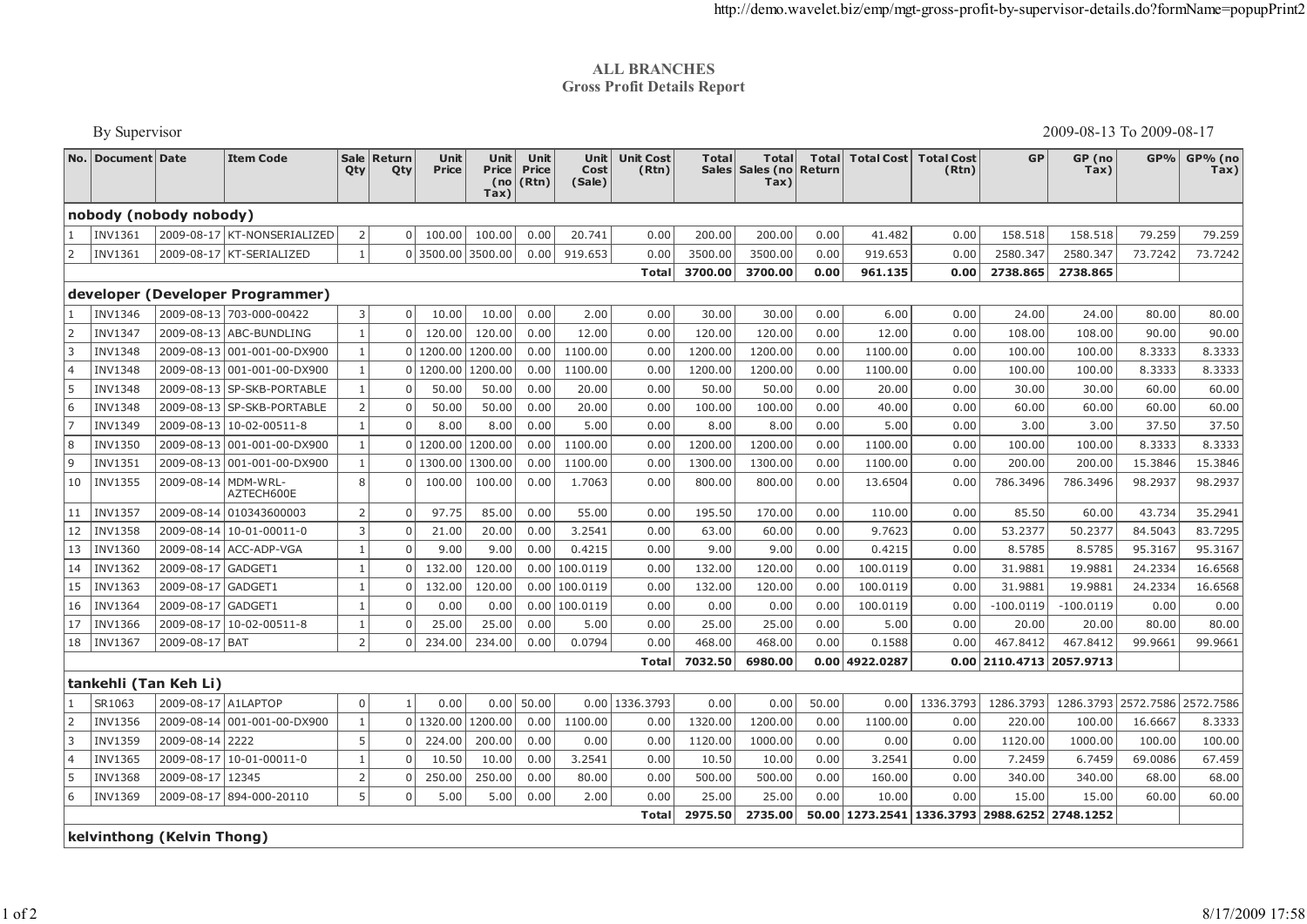# ALL BRANCHES
## Gross Profit Details Report

By Supervisor

2009-08-13 To 2009-08-17

| No. | Document | Date | Item Code | Sale Qty | Return Qty | Unit Price | Unit Price (no Tax) | Unit Price (Rtn) | Unit Cost (Sale) | Unit Cost (Rtn) | Total Sales | Total Sales (no Tax) | Total Return | Total Cost | Total Cost (Rtn) | GP | GP (no Tax) | GP% | GP% (no Tax) |
|---|---|---|---|---|---|---|---|---|---|---|---|---|---|---|---|---|---|---|---|
| **nobody (nobody nobody)** | | | | | | | | | | | | | | | | | | | |
| 1 | INV1361 | 2009-08-17 | KT-NONSERIALIZED | 2 | 0 | 100.00 | 100.00 | 0.00 | 20.741 | 0.00 | 200.00 | 200.00 | 0.00 | 41.482 | 0.00 | 158.518 | 158.518 | 79.259 | 79.259 |
| 2 | INV1361 | 2009-08-17 | KT-SERIALIZED | 1 | 0 | 3500.00 | 3500.00 | 0.00 | 919.653 | 0.00 | 3500.00 | 3500.00 | 0.00 | 919.653 | 0.00 | 2580.347 | 2580.347 | 73.7242 | 73.7242 |
| | | | | | | | | | | **Total** | **3700.00** | **3700.00** | **0.00** | **961.135** | **0.00** | **2738.865** | **2738.865** | | |
| **developer (Developer Programmer)** | | | | | | | | | | | | | | | | | | | |
| 1 | INV1346 | 2009-08-13 | 703-000-00422 | 3 | 0 | 10.00 | 10.00 | 0.00 | 2.00 | 0.00 | 30.00 | 30.00 | 0.00 | 6.00 | 0.00 | 24.00 | 24.00 | 80.00 | 80.00 |
| 2 | INV1347 | 2009-08-13 | ABC-BUNDLING | 1 | 0 | 120.00 | 120.00 | 0.00 | 12.00 | 0.00 | 120.00 | 120.00 | 0.00 | 12.00 | 0.00 | 108.00 | 108.00 | 90.00 | 90.00 |
| 3 | INV1348 | 2009-08-13 | 001-001-00-DX900 | 1 | 0 | 1200.00 | 1200.00 | 0.00 | 1100.00 | 0.00 | 1200.00 | 1200.00 | 0.00 | 1100.00 | 0.00 | 100.00 | 100.00 | 8.3333 | 8.3333 |
| 4 | INV1348 | 2009-08-13 | 001-001-00-DX900 | 1 | 0 | 1200.00 | 1200.00 | 0.00 | 1100.00 | 0.00 | 1200.00 | 1200.00 | 0.00 | 1100.00 | 0.00 | 100.00 | 100.00 | 8.3333 | 8.3333 |
| 5 | INV1348 | 2009-08-13 | SP-SKB-PORTABLE | 1 | 0 | 50.00 | 50.00 | 0.00 | 20.00 | 0.00 | 50.00 | 50.00 | 0.00 | 20.00 | 0.00 | 30.00 | 30.00 | 60.00 | 60.00 |
| 6 | INV1348 | 2009-08-13 | SP-SKB-PORTABLE | 2 | 0 | 50.00 | 50.00 | 0.00 | 20.00 | 0.00 | 100.00 | 100.00 | 0.00 | 40.00 | 0.00 | 60.00 | 60.00 | 60.00 | 60.00 |
| 7 | INV1349 | 2009-08-13 | 10-02-00511-8 | 1 | 0 | 8.00 | 8.00 | 0.00 | 5.00 | 0.00 | 8.00 | 8.00 | 0.00 | 5.00 | 0.00 | 3.00 | 3.00 | 37.50 | 37.50 |
| 8 | INV1350 | 2009-08-13 | 001-001-00-DX900 | 1 | 0 | 1200.00 | 1200.00 | 0.00 | 1100.00 | 0.00 | 1200.00 | 1200.00 | 0.00 | 1100.00 | 0.00 | 100.00 | 100.00 | 8.3333 | 8.3333 |
| 9 | INV1351 | 2009-08-13 | 001-001-00-DX900 | 1 | 0 | 1300.00 | 1300.00 | 0.00 | 1100.00 | 0.00 | 1300.00 | 1300.00 | 0.00 | 1100.00 | 0.00 | 200.00 | 200.00 | 15.3846 | 15.3846 |
| 10 | INV1355 | 2009-08-14 | MDM-WRL-AZTECH600E | 8 | 0 | 100.00 | 100.00 | 0.00 | 1.7063 | 0.00 | 800.00 | 800.00 | 0.00 | 13.6504 | 0.00 | 786.3496 | 786.3496 | 98.2937 | 98.2937 |
| 11 | INV1357 | 2009-08-14 | 010343600003 | 2 | 0 | 97.75 | 85.00 | 0.00 | 55.00 | 0.00 | 195.50 | 170.00 | 0.00 | 110.00 | 0.00 | 85.50 | 60.00 | 43.734 | 35.2941 |
| 12 | INV1358 | 2009-08-14 | 10-01-00011-0 | 3 | 0 | 21.00 | 20.00 | 0.00 | 3.2541 | 0.00 | 63.00 | 60.00 | 0.00 | 9.7623 | 0.00 | 53.2377 | 50.2377 | 84.5043 | 83.7295 |
| 13 | INV1360 | 2009-08-14 | ACC-ADP-VGA | 1 | 0 | 9.00 | 9.00 | 0.00 | 0.4215 | 0.00 | 9.00 | 9.00 | 0.00 | 0.4215 | 0.00 | 8.5785 | 8.5785 | 95.3167 | 95.3167 |
| 14 | INV1362 | 2009-08-17 | GADGET1 | 1 | 0 | 132.00 | 120.00 | 0.00 | 100.0119 | 0.00 | 132.00 | 120.00 | 0.00 | 100.0119 | 0.00 | 31.9881 | 19.9881 | 24.2334 | 16.6568 |
| 15 | INV1363 | 2009-08-17 | GADGET1 | 1 | 0 | 132.00 | 120.00 | 0.00 | 100.0119 | 0.00 | 132.00 | 120.00 | 0.00 | 100.0119 | 0.00 | 31.9881 | 19.9881 | 24.2334 | 16.6568 |
| 16 | INV1364 | 2009-08-17 | GADGET1 | 1 | 0 | 0.00 | 0.00 | 0.00 | 100.0119 | 0.00 | 0.00 | 0.00 | 0.00 | 100.0119 | 0.00 | -100.0119 | -100.0119 | 0.00 | 0.00 |
| 17 | INV1366 | 2009-08-17 | 10-02-00511-8 | 1 | 0 | 25.00 | 25.00 | 0.00 | 5.00 | 0.00 | 25.00 | 25.00 | 0.00 | 5.00 | 0.00 | 20.00 | 20.00 | 80.00 | 80.00 |
| 18 | INV1367 | 2009-08-17 | BAT | 2 | 0 | 234.00 | 234.00 | 0.00 | 0.0794 | 0.00 | 468.00 | 468.00 | 0.00 | 0.1588 | 0.00 | 467.8412 | 467.8412 | 99.9661 | 99.9661 |
| | | | | | | | | | | **Total** | **7032.50** | **6980.00** | **0.00** | **4922.0287** | **0.00** | **2110.4713** | **2057.9713** | | |
| **tankehli (Tan Keh Li)** | | | | | | | | | | | | | | | | | | | |
| 1 | SR1063 | 2009-08-17 | A1LAPTOP | 0 | 1 | 0.00 | 0.00 | 50.00 | 0.00 | 1336.3793 | 0.00 | 0.00 | 50.00 | 0.00 | 1336.3793 | 1286.3793 | 1286.3793 | 2572.7586 | 2572.7586 |
| 2 | INV1356 | 2009-08-14 | 001-001-00-DX900 | 1 | 0 | 1320.00 | 1200.00 | 0.00 | 1100.00 | 0.00 | 1320.00 | 1200.00 | 0.00 | 1100.00 | 0.00 | 220.00 | 100.00 | 16.6667 | 8.3333 |
| 3 | INV1359 | 2009-08-14 | 2222 | 5 | 0 | 224.00 | 200.00 | 0.00 | 0.00 | 0.00 | 1120.00 | 1000.00 | 0.00 | 0.00 | 0.00 | 1120.00 | 1000.00 | 100.00 | 100.00 |
| 4 | INV1365 | 2009-08-17 | 10-01-00011-0 | 1 | 0 | 10.50 | 10.00 | 0.00 | 3.2541 | 0.00 | 10.50 | 10.00 | 0.00 | 3.2541 | 0.00 | 7.2459 | 6.7459 | 69.0086 | 67.459 |
| 5 | INV1368 | 2009-08-17 | 12345 | 2 | 0 | 250.00 | 250.00 | 0.00 | 80.00 | 0.00 | 500.00 | 500.00 | 0.00 | 160.00 | 0.00 | 340.00 | 340.00 | 68.00 | 68.00 |
| 6 | INV1369 | 2009-08-17 | 894-000-20110 | 5 | 0 | 5.00 | 5.00 | 0.00 | 2.00 | 0.00 | 25.00 | 25.00 | 0.00 | 10.00 | 0.00 | 15.00 | 15.00 | 60.00 | 60.00 |
| | | | | | | | | | | **Total** | **2975.50** | **2735.00** | **50.00** | **1273.2541** | **1336.3793** | **2988.6252** | **2748.1252** | | |
| **kelvinthong (Kelvin Thong)** | | | | | | | | | | | | | | | | | | | |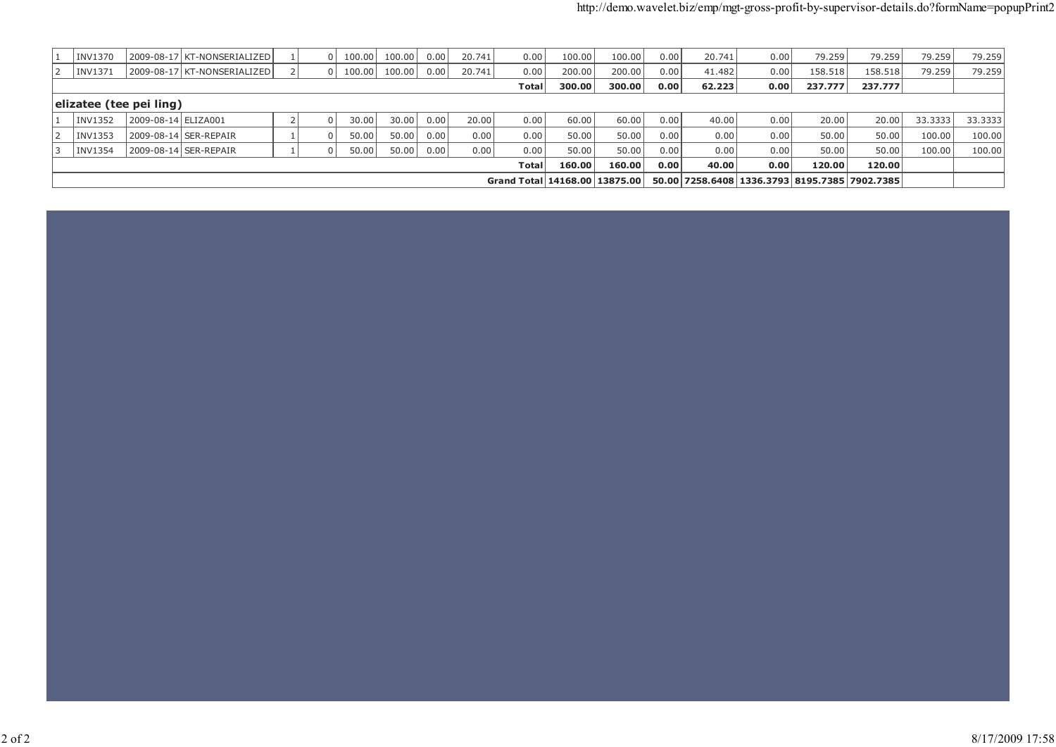| | | | | | | | | | | | | | | | | | | | |
|---|---|---|---|---|---|---|---|---|---|---|---|---|---|---|---|---|---|---|---|
| 1 | INV1370 | 2009-08-17 | KT-NONSERIALIZED | 1 | 0 | 100.00 | 100.00 | 0.00 | 20.741 | 0.00 | 100.00 | 100.00 | 0.00 | 20.741 | 0.00 | 79.259 | 79.259 | 79.259 | 79.259 |
| 2 | INV1371 | 2009-08-17 | KT-NONSERIALIZED | 2 | 0 | 100.00 | 100.00 | 0.00 | 20.741 | 0.00 | 200.00 | 200.00 | 0.00 | 41.482 | 0.00 | 158.518 | 158.518 | 79.259 | 79.259 |
| | | | | | | | | | | **Total** | **300.00** | **300.00** | **0.00** | **62.223** | **0.00** | **237.777** | **237.777** | | |
| **elizatee (tee pei ling)** | | | | | | | | | | | | | | | | | | | |
| 1 | INV1352 | 2009-08-14 | ELIZA001 | 2 | 0 | 30.00 | 30.00 | 0.00 | 20.00 | 0.00 | 60.00 | 60.00 | 0.00 | 40.00 | 0.00 | 20.00 | 20.00 | 33.3333 | 33.3333 |
| 2 | INV1353 | 2009-08-14 | SER-REPAIR | 1 | 0 | 50.00 | 50.00 | 0.00 | 0.00 | 0.00 | 50.00 | 50.00 | 0.00 | 0.00 | 0.00 | 50.00 | 50.00 | 100.00 | 100.00 |
| 3 | INV1354 | 2009-08-14 | SER-REPAIR | 1 | 0 | 50.00 | 50.00 | 0.00 | 0.00 | 0.00 | 50.00 | 50.00 | 0.00 | 0.00 | 0.00 | 50.00 | 50.00 | 100.00 | 100.00 |
| | | | | | | | | | | **Total** | **160.00** | **160.00** | **0.00** | **40.00** | **0.00** | **120.00** | **120.00** | | |
| | | | | | | | | | | **Grand Total** | **14168.00** | **13875.00** | **50.00** | **7258.6408** | **1336.3793** | **8195.7385** | **7902.7385** | | |